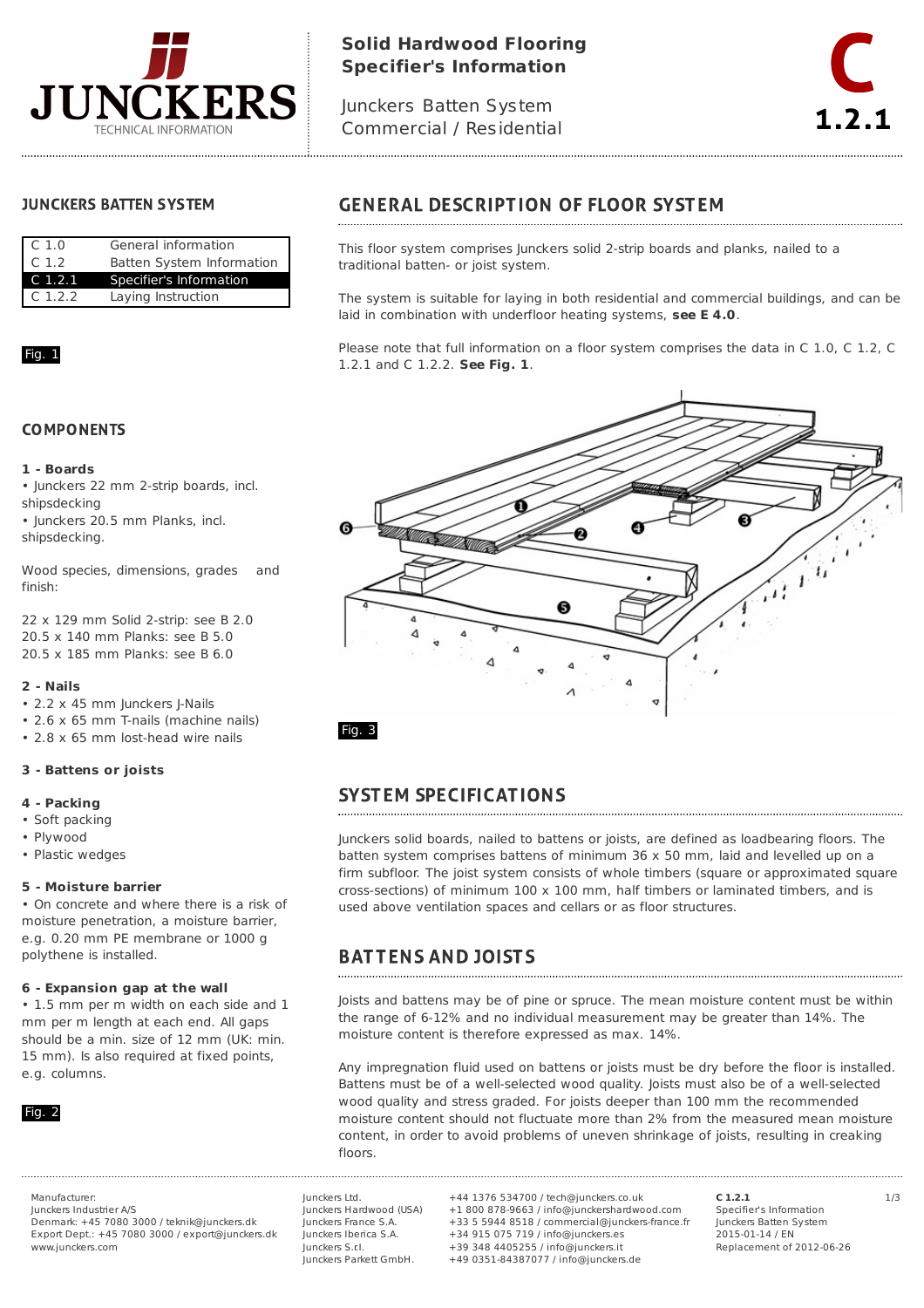# Solid Hardwood Flooring Specifier's Information

Junckers Batten System
Commercial / Residential

**C 1.2.1**

## JUNCKERS BATTEN SYSTEM

| | |
|---|---|
| C 1.0 | General information |
| C 1.2 | Batten System Information |
| C 1.2.1 | Specifier's Information |
| C 1.2.2 | Laying Instruction |

Fig. 1

## COMPONENTS

**1 - Boards**

- Junckers 22 mm 2-strip boards, incl. shipsdecking
- Junckers 20.5 mm Planks, incl. shipsdecking.

Wood species, dimensions, grades and finish:

22 x 129 mm Solid 2-strip: see B 2.0
20.5 x 140 mm Planks: see B 5.0
20.5 x 185 mm Planks: see B 6.0

**2 - Nails**

- 2.2 x 45 mm Junckers J-Nails
- 2.6 x 65 mm T-nails (machine nails)
- 2.8 x 65 mm lost-head wire nails

**3 - Battens or joists**

**4 - Packing**

- Soft packing
- Plywood
- Plastic wedges

**5 - Moisture barrier**

- On concrete and where there is a risk of moisture penetration, a moisture barrier, e.g. 0.20 mm PE membrane or 1000 g polythene is installed.

**6 - Expansion gap at the wall**

- 1.5 mm per m width on each side and 1 mm per m length at each end. All gaps should be a min. size of 12 mm (UK: min. 15 mm). Is also required at fixed points, e.g. columns.

Fig. 2

## GENERAL DESCRIPTION OF FLOOR SYSTEM

This floor system comprises Junckers solid 2-strip boards and planks, nailed to a traditional batten- or joist system.

The system is suitable for laying in both residential and commercial buildings, and can be laid in combination with underfloor heating systems, **see E 4.0**.

Please note that full information on a floor system comprises the data in C 1.0, C 1.2, C 1.2.1 and C 1.2.2. **See Fig. 1**.

Fig. 3

## SYSTEM SPECIFICATIONS

Junckers solid boards, nailed to battens or joists, are defined as loadbearing floors. The batten system comprises battens of minimum 36 x 50 mm, laid and levelled up on a firm subfloor. The joist system consists of whole timbers (square or approximated square cross-sections) of minimum 100 x 100 mm, half timbers or laminated timbers, and is used above ventilation spaces and cellars or as floor structures.

## BATTENS AND JOISTS

Joists and battens may be of pine or spruce. The mean moisture content must be within the range of 6-12% and no individual measurement may be greater than 14%. The moisture content is therefore expressed as max. 14%.

Any impregnation fluid used on battens or joists must be dry before the floor is installed. Battens must be of a well-selected wood quality. Joists must also be of a well-selected wood quality and stress graded. For joists deeper than 100 mm the recommended moisture content should not fluctuate more than 2% from the measured mean moisture content, in order to avoid problems of uneven shrinkage of joists, resulting in creaking floors.

Manufacturer:
Junckers Industrier A/S
Denmark: +45 7080 3000 / teknik@junckers.dk
Export Dept.: +45 7080 3000 / export@junckers.dk
www.junckers.com

Junckers Ltd. +44 1376 534700 / tech@junckers.co.uk
Junckers Hardwood (USA) +1 800 878-9663 / info@junckershardwood.com
Junckers France S.A. +33 5 5944 8518 / commercial@junckers-france.fr
Junckers Iberica S.A. +34 915 075 719 / info@junckers.es
Junckers S.r.l. +39 348 4405255 / info@junckers.it
Junckers Parkett GmbH. +49 0351-84387077 / info@junckers.de

**C 1.2.1**
Specifier's Information
Junckers Batten System
2015-01-14 / EN
Replacement of 2012-06-26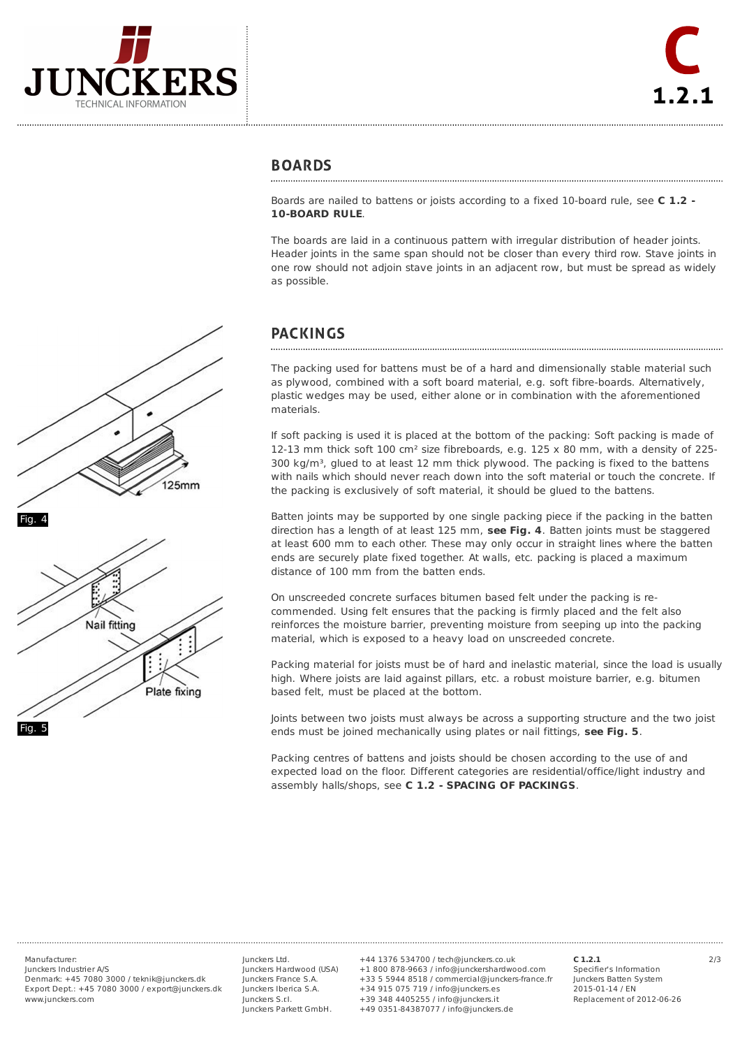## BOARDS

Boards are nailed to battens or joists according to a fixed 10-board rule, see **C 1.2 - 10-BOARD RULE**.

The boards are laid in a continuous pattern with irregular distribution of header joints. Header joints in the same span should not be closer than every third row. Stave joints in one row should not adjoin stave joints in an adjacent row, but must be spread as widely as possible.

## PACKINGS

The packing used for battens must be of a hard and dimensionally stable material such as plywood, combined with a soft board material, e.g. soft fibre-boards. Alternatively, plastic wedges may be used, either alone or in combination with the aforementioned materials.

If soft packing is used it is placed at the bottom of the packing: Soft packing is made of 12-13 mm thick soft 100 $cm^2$ size fibreboards, e.g. 125 x 80 mm, with a density of 225-300 $kg/m^3$, glued to at least 12 mm thick plywood. The packing is fixed to the battens with nails which should never reach down into the soft material or touch the concrete. If the packing is exclusively of soft material, it should be glued to the battens.

Batten joints may be supported by one single packing piece if the packing in the batten direction has a length of at least 125 mm, **see Fig. 4**. Batten joints must be staggered at least 600 mm to each other. These may only occur in straight lines where the batten ends are securely plate fixed together. At walls, etc. packing is placed a maximum distance of 100 mm from the batten ends.

Fig. 4

On unscreeded concrete surfaces bitumen based felt under the packing is re-commended. Using felt ensures that the packing is firmly placed and the felt also reinforces the moisture barrier, preventing moisture from seeping up into the packing material, which is exposed to a heavy load on unscreeded concrete.

Packing material for joists must be of hard and inelastic material, since the load is usually high. Where joists are laid against pillars, etc. a robust moisture barrier, e.g. bitumen based felt, must be placed at the bottom.

Joints between two joists must always be across a supporting structure and the two joist ends must be joined mechanically using plates or nail fittings, **see Fig. 5**.

Fig. 5

Packing centres of battens and joists should be chosen according to the use of and expected load on the floor. Different categories are residential/office/light industry and assembly halls/shops, see **C 1.2 - SPACING OF PACKINGS**.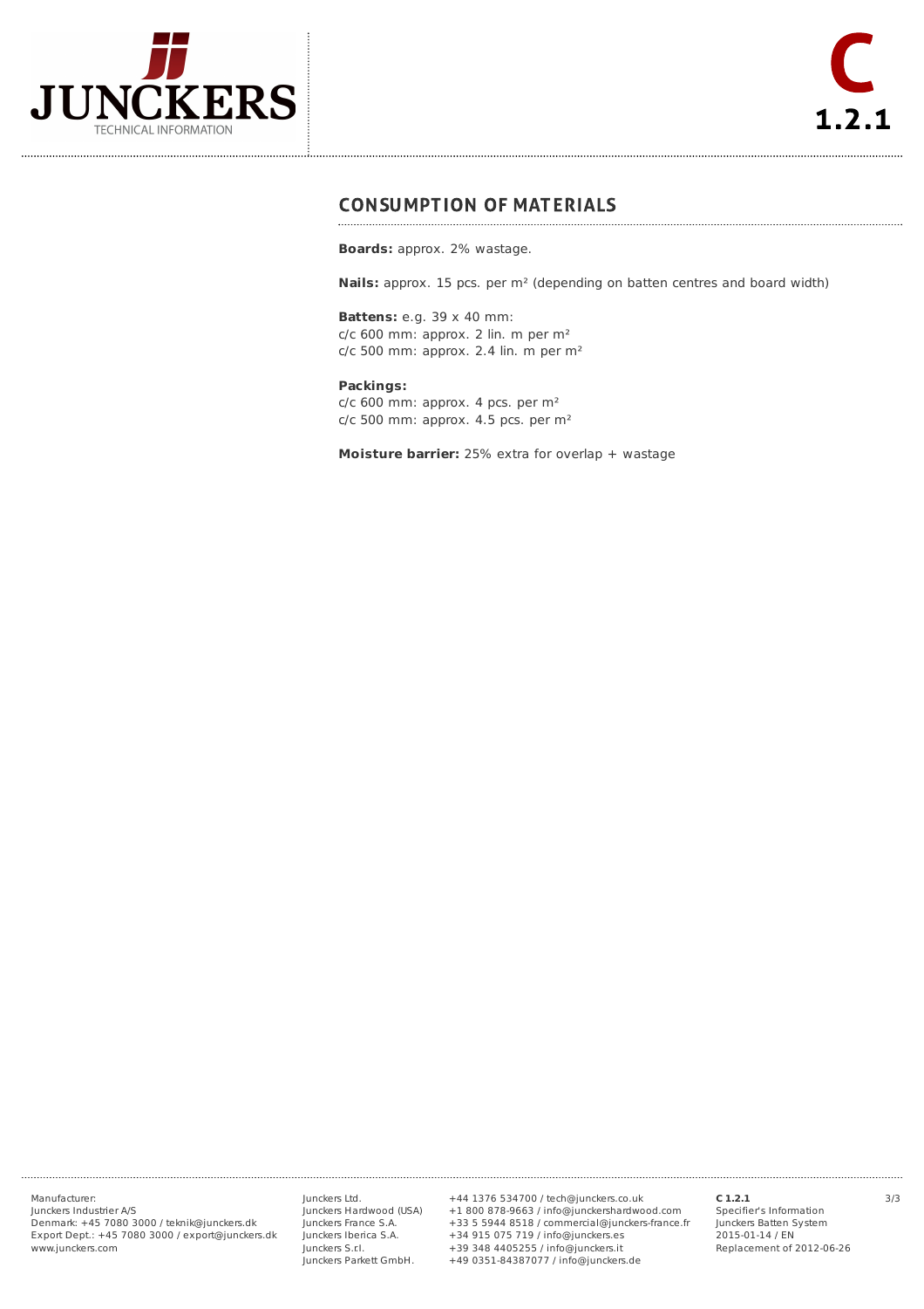## CONSUMPTION OF MATERIALS

**Boards:** approx. 2% wastage.

**Nails:** approx. 15 pcs. per m² (depending on batten centres and board width)

**Battens:** e.g. 39 x 40 mm:
c/c 600 mm: approx. 2 lin. m per m²
c/c 500 mm: approx. 2.4 lin. m per m²

**Packings:**
c/c 600 mm: approx. 4 pcs. per m²
c/c 500 mm: approx. 4.5 pcs. per m²

**Moisture barrier:** 25% extra for overlap + wastage